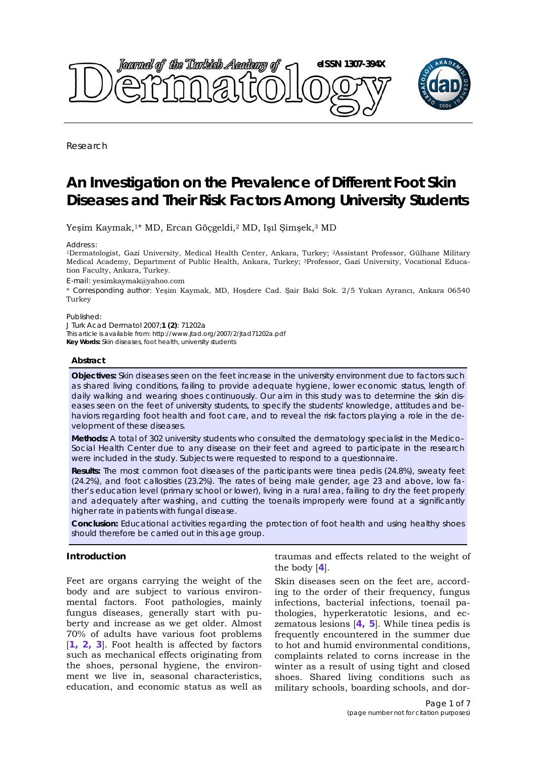Research

# An Investigation on the Prevalence of Different Foot Skin Diseases and Their Risk Factors Among University Students

Yeşim Kaymak,[1]* MD, Ercan Göçgeldi,[2] MD, Işıl Şimşek,[3] MD

Address:
[1]Dermatologist, Gazi University, Medical Health Center, Ankara, Turkey; [2]Assistant Professor, Gülhane Military Medical Academy, Department of Public Health, Ankara, Turkey; [3]Professor, Gazi University, Vocational Education Faculty, Ankara, Turkey.

E-mail: yesimkaymak@yahoo.com

\* Corresponding author: Yeşim Kaymak, MD, Hoşdere Cad. Şair Baki Sok. 2/5 Yukarı Ayrancı, Ankara 06540 Turkey

Published:
*J Turk Acad Dermatol* 2007;**1 (2)**: 71202a
This article is available from: http://www.jtad.org/2007/2/jtad71202a.pdf
**Key Words:** Skin diseases, foot health, university students

## Abstract

**Objectives:** Skin diseases seen on the feet increase in the university environment due to factors such as shared living conditions, failing to provide adequate hygiene, lower economic status, length of daily walking and wearing shoes continuously. Our aim in this study was to determine the skin diseases seen on the feet of university students, to specify the students' knowledge, attitudes and behaviors regarding foot health and foot care, and to reveal the risk factors playing a role in the development of these diseases.

**Methods:** A total of 302 university students who consulted the dermatology specialist in the Medico–Social Health Center due to any disease on their feet and agreed to participate in the research were included in the study. Subjects were requested to respond to a questionnaire.

**Results:** The most common foot diseases of the participants were tinea pedis (24.8%), sweaty feet (24.2%), and foot callosities (23.2%). The rates of being male gender, age 23 and above, low father's education level (primary school or lower), living in a rural area, failing to dry the feet properly and adequately after washing, and cutting the toenails improperly were found at a significantly higher rate in patients with fungal disease.

**Conclusion:** Educational activities regarding the protection of foot health and using healthy shoes should therefore be carried out in this age group.

## Introduction

Feet are organs carrying the weight of the body and are subject to various environmental factors. Foot pathologies, mainly fungus diseases, generally start with puberty and increase as we get older. Almost 70% of adults have various foot problems [1, 2, 3]. Foot health is affected by factors such as mechanical effects originating from the shoes, personal hygiene, the environment we live in, seasonal characteristics, education, and economic status as well as traumas and effects related to the weight of the body [4].

Skin diseases seen on the feet are, according to the order of their frequency, fungus infections, bacterial infections, toenail pathologies, hyperkeratotic lesions, and eczematous lesions [4, 5]. While tinea pedis is frequently encountered in the summer due to hot and humid environmental conditions, complaints related to corns increase in the winter as a result of using tight and closed shoes. Shared living conditions such as military schools, boarding schools, and dor-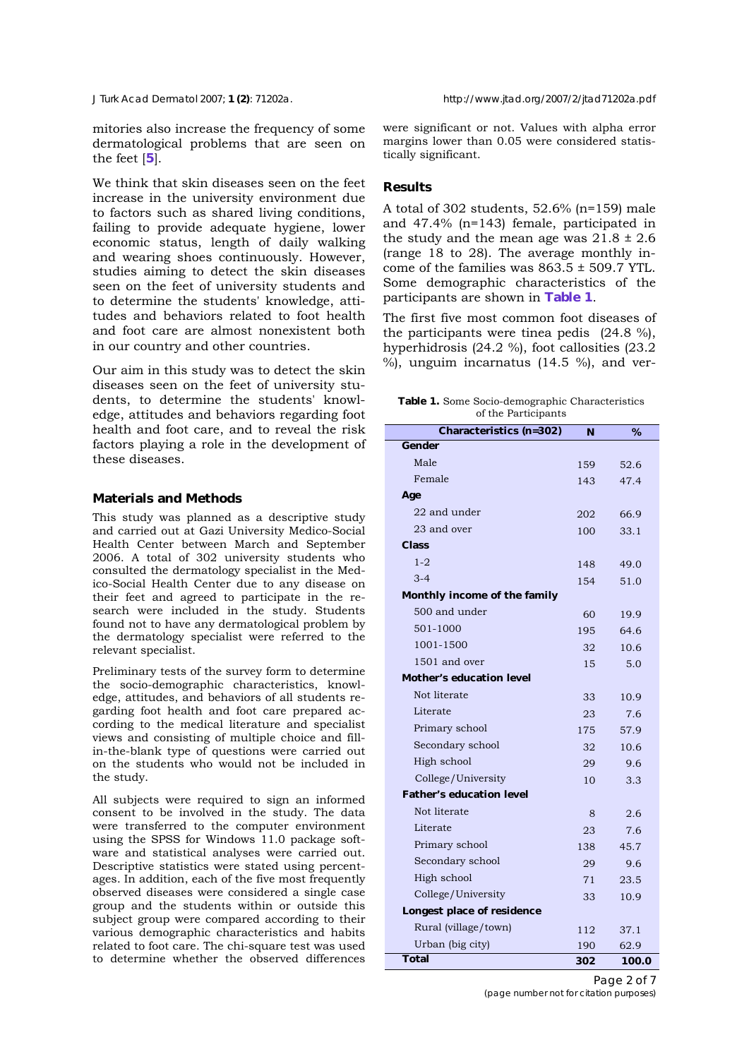mitories also increase the frequency of some dermatological problems that are seen on the feet [5].

We think that skin diseases seen on the feet increase in the university environment due to factors such as shared living conditions, failing to provide adequate hygiene, lower economic status, length of daily walking and wearing shoes continuously. However, studies aiming to detect the skin diseases seen on the feet of university students and to determine the students' knowledge, attitudes and behaviors related to foot health and foot care are almost nonexistent both in our country and other countries.

Our aim in this study was to detect the skin diseases seen on the feet of university students, to determine the students' knowledge, attitudes and behaviors regarding foot health and foot care, and to reveal the risk factors playing a role in the development of these diseases.

## Materials and Methods

This study was planned as a descriptive study and carried out at Gazi University Medico-Social Health Center between March and September 2006. A total of 302 university students who consulted the dermatology specialist in the Medico-Social Health Center due to any disease on their feet and agreed to participate in the research were included in the study. Students found not to have any dermatological problem by the dermatology specialist were referred to the relevant specialist.

Preliminary tests of the survey form to determine the socio-demographic characteristics, knowledge, attitudes, and behaviors of all students regarding foot health and foot care prepared according to the medical literature and specialist views and consisting of multiple choice and fill-in-the-blank type of questions were carried out on the students who would not be included in the study.

All subjects were required to sign an informed consent to be involved in the study. The data were transferred to the computer environment using the SPSS for Windows 11.0 package software and statistical analyses were carried out. Descriptive statistics were stated using percentages. In addition, each of the five most frequently observed diseases were considered a single case group and the students within or outside this subject group were compared according to their various demographic characteristics and habits related to foot care. The chi-square test was used to determine whether the observed differences were significant or not. Values with alpha error margins lower than 0.05 were considered statistically significant.

## Results

A total of 302 students, 52.6% (n=159) male and 47.4% (n=143) female, participated in the study and the mean age was 21.8 ± 2.6 (range 18 to 28). The average monthly income of the families was 863.5 ± 509.7 YTL. Some demographic characteristics of the participants are shown in **Table 1**.

The first five most common foot diseases of the participants were tinea pedis (24.8 %), hyperhidrosis (24.2 %), foot callosities (23.2 %), unguim incarnatus (14.5 %), and ver-

**Table 1.** Some Socio-demographic Characteristics of the Participants

| Characteristics (n=302) | N | % |
|---|---|---|
| **Gender** | | |
| Male | 159 | 52.6 |
| Female | 143 | 47.4 |
| **Age** | | |
| 22 and under | 202 | 66.9 |
| 23 and over | 100 | 33.1 |
| **Class** | | |
| 1-2 | 148 | 49.0 |
| 3-4 | 154 | 51.0 |
| **Monthly income of the family** | | |
| 500 and under | 60 | 19.9 |
| 501-1000 | 195 | 64.6 |
| 1001-1500 | 32 | 10.6 |
| 1501 and over | 15 | 5.0 |
| **Mother's education level** | | |
| Not literate | 33 | 10.9 |
| Literate | 23 | 7.6 |
| Primary school | 175 | 57.9 |
| Secondary school | 32 | 10.6 |
| High school | 29 | 9.6 |
| College/University | 10 | 3.3 |
| **Father's education level** | | |
| Not literate | 8 | 2.6 |
| Literate | 23 | 7.6 |
| Primary school | 138 | 45.7 |
| Secondary school | 29 | 9.6 |
| High school | 71 | 23.5 |
| College/University | 33 | 10.9 |
| **Longest place of residence** | | |
| Rural (village/town) | 112 | 37.1 |
| Urban (big city) | 190 | 62.9 |
| **Total** | **302** | **100.0** |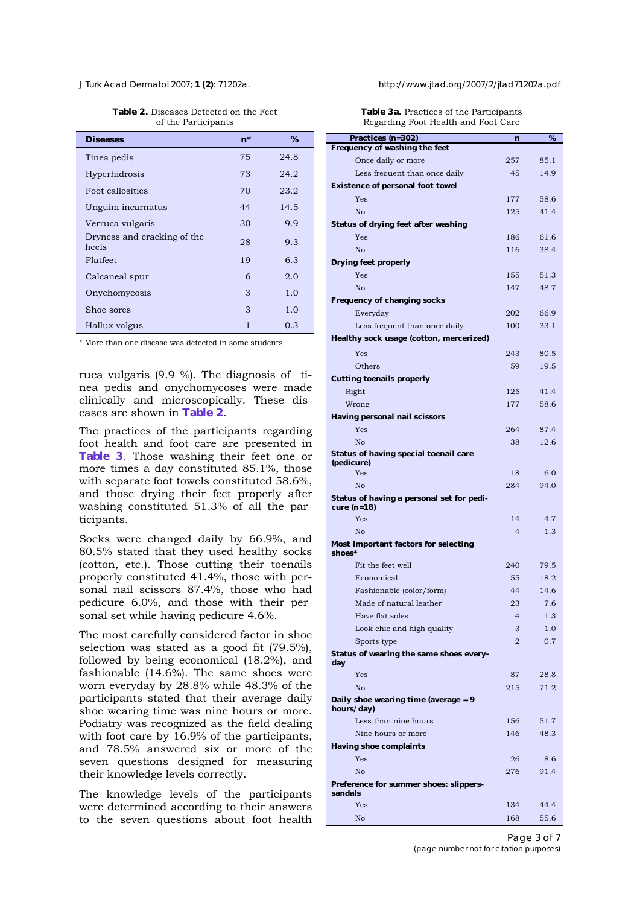**Table 2.** Diseases Detected on the Feet of the Participants

| Diseases | n* | % |
|---|---|---|
| Tinea pedis | 75 | 24.8 |
| Hyperhidrosis | 73 | 24.2 |
| Foot callosities | 70 | 23.2 |
| Unguim incarnatus | 44 | 14.5 |
| Verruca vulgaris | 30 | 9.9 |
| Dryness and cracking of the heels | 28 | 9.3 |
| Flatfeet | 19 | 6.3 |
| Calcaneal spur | 6 | 2.0 |
| Onychomycosis | 3 | 1.0 |
| Shoe sores | 3 | 1.0 |
| Hallux valgus | 1 | 0.3 |

\* More than one disease was detected in some students

ruca vulgaris (9.9 %). The diagnosis of tinea pedis and onychomycoses were made clinically and microscopically. These diseases are shown in **Table 2**.

The practices of the participants regarding foot health and foot care are presented in **Table 3**. Those washing their feet one or more times a day constituted 85.1%, those with separate foot towels constituted 58.6%, and those drying their feet properly after washing constituted 51.3% of all the participants.

Socks were changed daily by 66.9%, and 80.5% stated that they used healthy socks (cotton, etc.). Those cutting their toenails properly constituted 41.4%, those with personal nail scissors 87.4%, those who had pedicure 6.0%, and those with their personal set while having pedicure 4.6%.

The most carefully considered factor in shoe selection was stated as a good fit (79.5%), followed by being economical (18.2%), and fashionable (14.6%). The same shoes were worn everyday by 28.8% while 48.3% of the participants stated that their average daily shoe wearing time was nine hours or more. Podiatry was recognized as the field dealing with foot care by 16.9% of the participants, and 78.5% answered six or more of the seven questions designed for measuring their knowledge levels correctly.

The knowledge levels of the participants were determined according to their answers to the seven questions about foot health

**Table 3a.** Practices of the Participants Regarding Foot Health and Foot Care

| Practices (n=302) | n | % |
|---|---|---|
| **Frequency of washing the feet** | | |
| Once daily or more | 257 | 85.1 |
| Less frequent than once daily | 45 | 14.9 |
| **Existence of personal foot towel** | | |
| Yes | 177 | 58.6 |
| No | 125 | 41.4 |
| **Status of drying feet after washing** | | |
| Yes | 186 | 61.6 |
| No | 116 | 38.4 |
| **Drying feet properly** | | |
| Yes | 155 | 51.3 |
| No | 147 | 48.7 |
| **Frequency of changing socks** | | |
| Everyday | 202 | 66.9 |
| Less frequent than once daily | 100 | 33.1 |
| **Healthy sock usage (cotton, mercerized)** | | |
| Yes | 243 | 80.5 |
| Others | 59 | 19.5 |
| **Cutting toenails properly** | | |
| Right | 125 | 41.4 |
| Wrong | 177 | 58.6 |
| **Having personal nail scissors** | | |
| Yes | 264 | 87.4 |
| No | 38 | 12.6 |
| **Status of having special toenail care (pedicure)** | | |
| Yes | 18 | 6.0 |
| No | 284 | 94.0 |
| **Status of having a personal set for pedicure (n=18)** | | |
| Yes | 14 | 4.7 |
| No | 4 | 1.3 |
| **Most important factors for selecting shoes*** | | |
| Fit the feet well | 240 | 79.5 |
| Economical | 55 | 18.2 |
| Fashionable (color/form) | 44 | 14.6 |
| Made of natural leather | 23 | 7.6 |
| Have flat soles | 4 | 1.3 |
| Look chic and high quality | 3 | 1.0 |
| Sports type | 2 | 0.7 |
| **Status of wearing the same shoes everyday** | | |
| Yes | 87 | 28.8 |
| No | 215 | 71.2 |
| **Daily shoe wearing time (average = 9 hours/day)** | | |
| Less than nine hours | 156 | 51.7 |
| Nine hours or more | 146 | 48.3 |
| **Having shoe complaints** | | |
| Yes | 26 | 8.6 |
| No | 276 | 91.4 |
| **Preference for summer shoes: slippers-sandals** | | |
| Yes | 134 | 44.4 |
| No | 168 | 55.6 |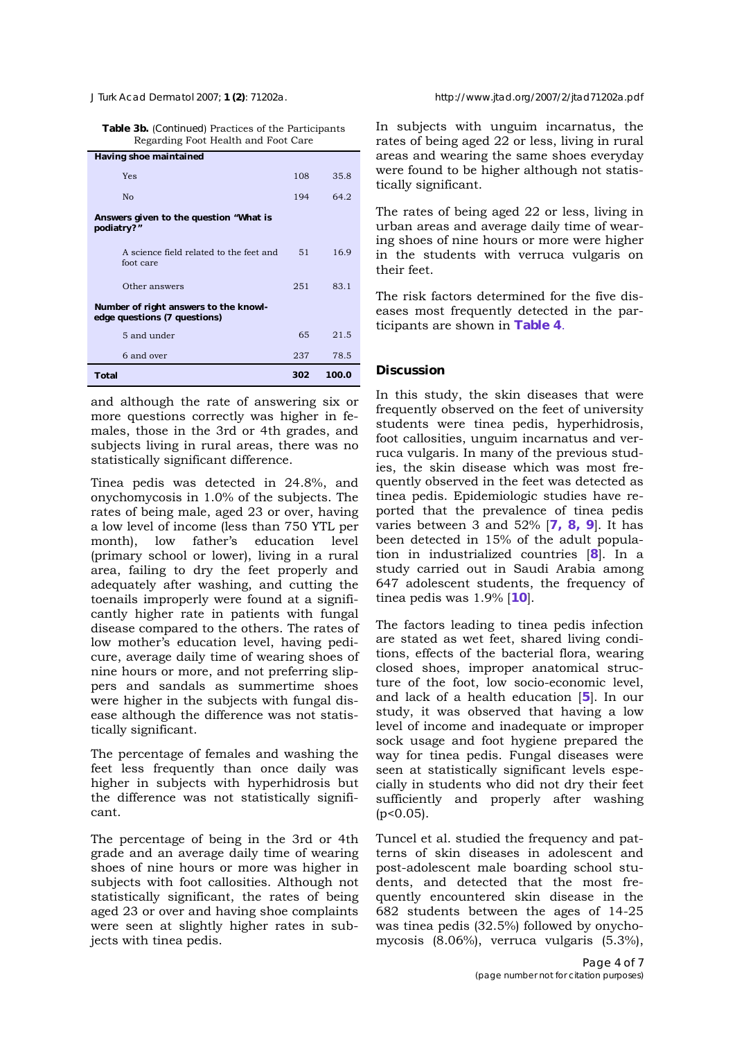**Table 3b.** (Continued) Practices of the Participants Regarding Foot Health and Foot Care

| | | |
|---|---|---|
| **Having shoe maintained** | | |
| Yes | 108 | 35.8 |
| No | 194 | 64.2 |
| **Answers given to the question "What is podiatry?"** | | |
| A science field related to the feet and foot care | 51 | 16.9 |
| Other answers | 251 | 83.1 |
| **Number of right answers to the knowledge questions (7 questions)** | | |
| 5 and under | 65 | 21.5 |
| 6 and over | 237 | 78.5 |
| **Total** | **302** | **100.0** |

and although the rate of answering six or more questions correctly was higher in females, those in the 3rd or 4th grades, and subjects living in rural areas, there was no statistically significant difference.

Tinea pedis was detected in 24.8%, and onychomycosis in 1.0% of the subjects. The rates of being male, aged 23 or over, having a low level of income (less than 750 YTL per month), low father's education level (primary school or lower), living in a rural area, failing to dry the feet properly and adequately after washing, and cutting the toenails improperly were found at a significantly higher rate in patients with fungal disease compared to the others. The rates of low mother's education level, having pedicure, average daily time of wearing shoes of nine hours or more, and not preferring slippers and sandals as summertime shoes were higher in the subjects with fungal disease although the difference was not statistically significant.

The percentage of females and washing the feet less frequently than once daily was higher in subjects with hyperhidrosis but the difference was not statistically significant.

The percentage of being in the 3rd or 4th grade and an average daily time of wearing shoes of nine hours or more was higher in subjects with foot callosities. Although not statistically significant, the rates of being aged 23 or over and having shoe complaints were seen at slightly higher rates in subjects with tinea pedis.

In subjects with unguim incarnatus, the rates of being aged 22 or less, living in rural areas and wearing the same shoes everyday were found to be higher although not statistically significant.

The rates of being aged 22 or less, living in urban areas and average daily time of wearing shoes of nine hours or more were higher in the students with verruca vulgaris on their feet.

The risk factors determined for the five diseases most frequently detected in the participants are shown in **Table 4**.

## Discussion

In this study, the skin diseases that were frequently observed on the feet of university students were tinea pedis, hyperhidrosis, foot callosities, unguim incarnatus and verruca vulgaris. In many of the previous studies, the skin disease which was most frequently observed in the feet was detected as tinea pedis. Epidemiologic studies have reported that the prevalence of tinea pedis varies between 3 and 52% [**7, 8, 9**]. It has been detected in 15% of the adult population in industrialized countries [**8**]. In a study carried out in Saudi Arabia among 647 adolescent students, the frequency of tinea pedis was 1.9% [**10**].

The factors leading to tinea pedis infection are stated as wet feet, shared living conditions, effects of the bacterial flora, wearing closed shoes, improper anatomical structure of the foot, low socio-economic level, and lack of a health education [**5**]. In our study, it was observed that having a low level of income and inadequate or improper sock usage and foot hygiene prepared the way for tinea pedis. Fungal diseases were seen at statistically significant levels especially in students who did not dry their feet sufficiently and properly after washing ($p<0.05$).

Tuncel et al. studied the frequency and patterns of skin diseases in adolescent and post-adolescent male boarding school students, and detected that the most frequently encountered skin disease in the 682 students between the ages of 14-25 was tinea pedis (32.5%) followed by onychomycosis (8.06%), verruca vulgaris (5.3%),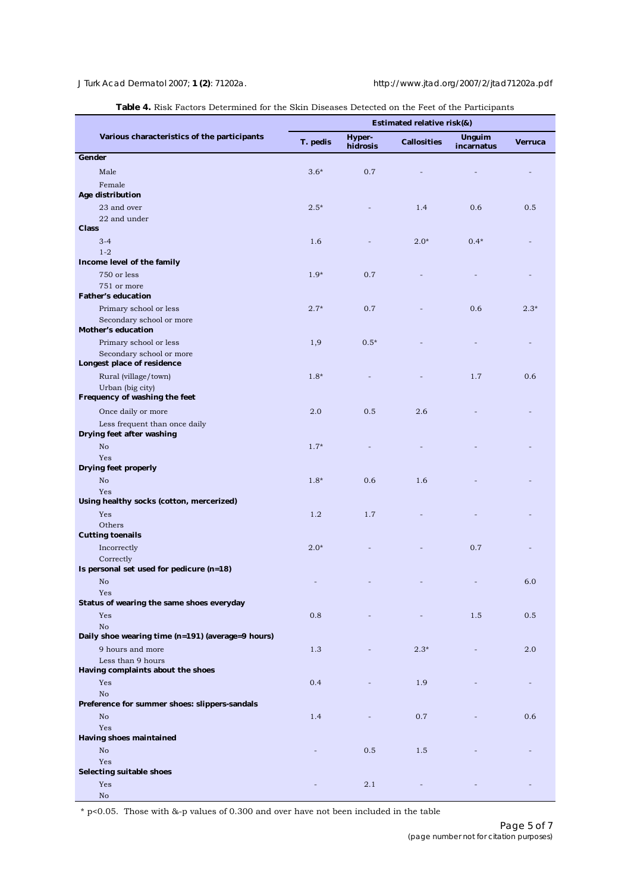**Table 4.** Risk Factors Determined for the Skin Diseases Detected on the Feet of the Participants

| Various characteristics of the participants | Estimated relative risk(&) | | | | |
|---|---|---|---|---|---|
| | T. pedis | Hyper-hidrosis | Callosities | Unguim incarnatus | Verruca |
| **Gender** | | | | | |
| Male | 3.6* | 0.7 | - | - | - |
| Female | | | | | |
| **Age distribution** | | | | | |
| 23 and over | 2.5* | - | 1.4 | 0.6 | 0.5 |
| 22 and under | | | | | |
| **Class** | | | | | |
| 3-4 | 1.6 | - | 2.0* | 0.4* | - |
| 1-2 | | | | | |
| **Income level of the family** | | | | | |
| 750 or less | 1.9* | 0.7 | - | - | - |
| 751 or more | | | | | |
| **Father's education** | | | | | |
| Primary school or less | 2.7* | 0.7 | - | 0.6 | 2.3* |
| Secondary school or more | | | | | |
| **Mother's education** | | | | | |
| Primary school or less | 1,9 | 0.5* | - | - | - |
| Secondary school or more | | | | | |
| **Longest place of residence** | | | | | |
| Rural (village/town) | 1.8* | - | - | 1.7 | 0.6 |
| Urban (big city) | | | | | |
| **Frequency of washing the feet** | | | | | |
| Once daily or more | 2.0 | 0.5 | 2.6 | - | - |
| Less frequent than once daily | | | | | |
| **Drying feet after washing** | | | | | |
| No | 1.7* | - | - | - | - |
| Yes | | | | | |
| **Drying feet properly** | | | | | |
| No | 1.8* | 0.6 | 1.6 | - | - |
| Yes | | | | | |
| **Using healthy socks (cotton, mercerized)** | | | | | |
| Yes | 1.2 | 1.7 | - | - | - |
| Others | | | | | |
| **Cutting toenails** | | | | | |
| Incorrectly | 2.0* | - | - | 0.7 | - |
| Correctly | | | | | |
| **Is personal set used for pedicure (n=18)** | | | | | |
| No | - | - | - | - | 6.0 |
| Yes | | | | | |
| **Status of wearing the same shoes everyday** | | | | | |
| Yes | 0.8 | - | - | 1.5 | 0.5 |
| No | | | | | |
| **Daily shoe wearing time (n=191) (average=9 hours)** | | | | | |
| 9 hours and more | 1.3 | - | 2.3* | - | 2.0 |
| Less than 9 hours | | | | | |
| **Having complaints about the shoes** | | | | | |
| Yes | 0.4 | - | 1.9 | - | - |
| No | | | | | |
| **Preference for summer shoes: slippers-sandals** | | | | | |
| No | 1.4 | - | 0.7 | - | 0.6 |
| Yes | | | | | |
| **Having shoes maintained** | | | | | |
| No | - | 0.5 | 1.5 | - | - |
| Yes | | | | | |
| **Selecting suitable shoes** | | | | | |
| Yes | - | 2.1 | - | - | - |
| No | | | | | |

* $p<0.05$. Those with &-p values of 0.300 and over have not been included in the table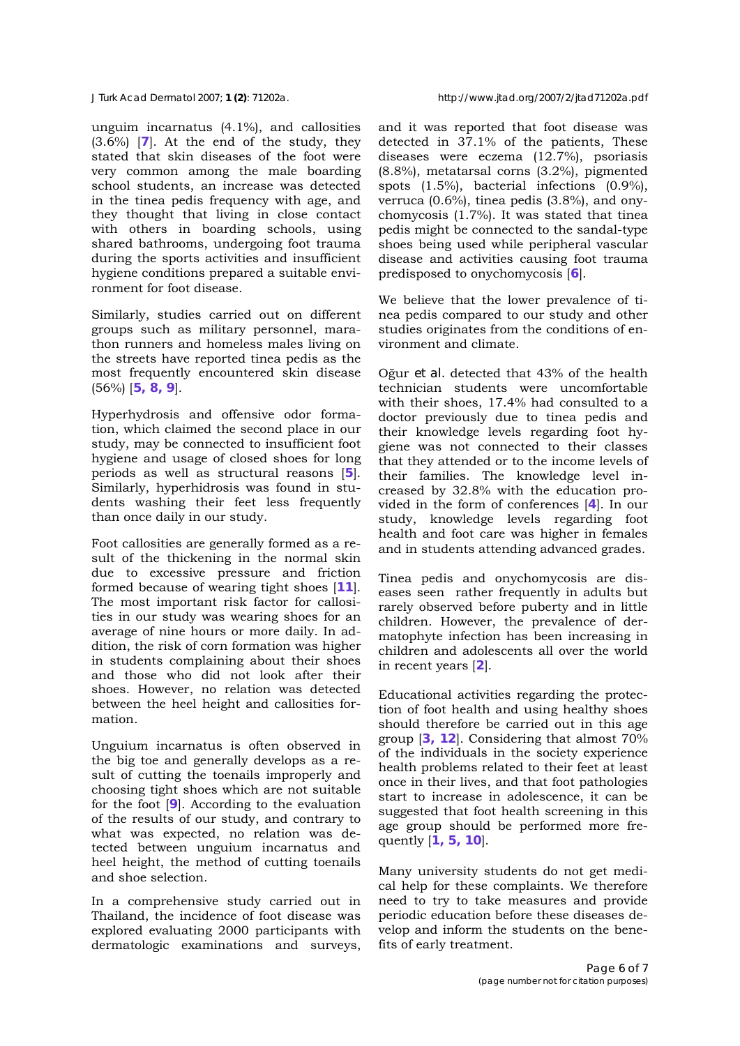unguim incarnatus (4.1%), and callosities (3.6%) [7]. At the end of the study, they stated that skin diseases of the foot were very common among the male boarding school students, an increase was detected in the tinea pedis frequency with age, and they thought that living in close contact with others in boarding schools, using shared bathrooms, undergoing foot trauma during the sports activities and insufficient hygiene conditions prepared a suitable environment for foot disease.

Similarly, studies carried out on different groups such as military personnel, marathon runners and homeless males living on the streets have reported tinea pedis as the most frequently encountered skin disease (56%) [5, 8, 9].

Hyperhydrosis and offensive odor formation, which claimed the second place in our study, may be connected to insufficient foot hygiene and usage of closed shoes for long periods as well as structural reasons [5]. Similarly, hyperhidrosis was found in students washing their feet less frequently than once daily in our study.

Foot callosities are generally formed as a result of the thickening in the normal skin due to excessive pressure and friction formed because of wearing tight shoes [11]. The most important risk factor for callosities in our study was wearing shoes for an average of nine hours or more daily. In addition, the risk of corn formation was higher in students complaining about their shoes and those who did not look after their shoes. However, no relation was detected between the heel height and callosities formation.

Unguium incarnatus is often observed in the big toe and generally develops as a result of cutting the toenails improperly and choosing tight shoes which are not suitable for the foot [9]. According to the evaluation of the results of our study, and contrary to what was expected, no relation was detected between unguium incarnatus and heel height, the method of cutting toenails and shoe selection.

In a comprehensive study carried out in Thailand, the incidence of foot disease was explored evaluating 2000 participants with dermatologic examinations and surveys, and it was reported that foot disease was detected in 37.1% of the patients, These diseases were eczema (12.7%), psoriasis (8.8%), metatarsal corns (3.2%), pigmented spots (1.5%), bacterial infections (0.9%), verruca (0.6%), tinea pedis (3.8%), and onychomycosis (1.7%). It was stated that tinea pedis might be connected to the sandal-type shoes being used while peripheral vascular disease and activities causing foot trauma predisposed to onychomycosis [6].

We believe that the lower prevalence of tinea pedis compared to our study and other studies originates from the conditions of environment and climate.

Oğur *et al.* detected that 43% of the health technician students were uncomfortable with their shoes, 17.4% had consulted to a doctor previously due to tinea pedis and their knowledge levels regarding foot hygiene was not connected to their classes that they attended or to the income levels of their families. The knowledge level increased by 32.8% with the education provided in the form of conferences [4]. In our study, knowledge levels regarding foot health and foot care was higher in females and in students attending advanced grades.

Tinea pedis and onychomycosis are diseases seen rather frequently in adults but rarely observed before puberty and in little children. However, the prevalence of dermatophyte infection has been increasing in children and adolescents all over the world in recent years [2].

Educational activities regarding the protection of foot health and using healthy shoes should therefore be carried out in this age group [3, 12]. Considering that almost 70% of the individuals in the society experience health problems related to their feet at least once in their lives, and that foot pathologies start to increase in adolescence, it can be suggested that foot health screening in this age group should be performed more frequently [1, 5, 10].

Many university students do not get medical help for these complaints. We therefore need to try to take measures and provide periodic education before these diseases develop and inform the students on the benefits of early treatment.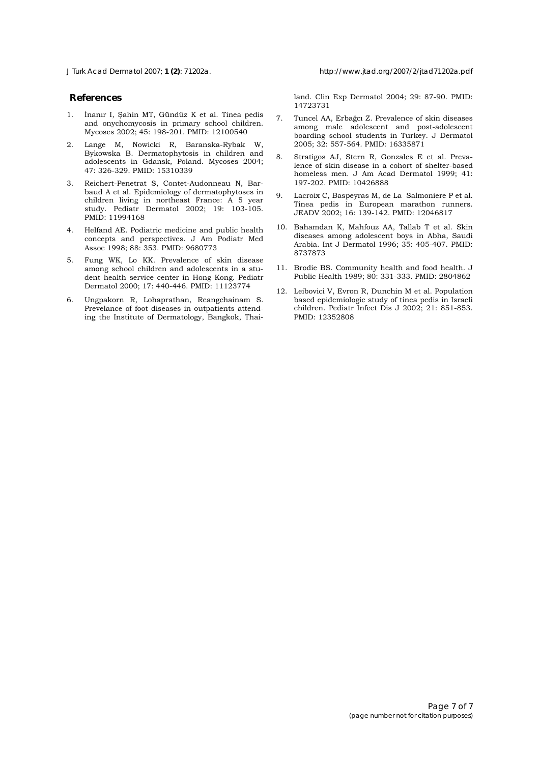## References

1. İnanır I, Şahin MT, Gündüz K et al. Tinea pedis and onychomycosis in primary school children. Mycoses 2002; 45: 198-201. PMID: 12100540
2. Lange M, Nowicki R, Baranska-Rybak W, Bykowska B. Dermatophytosis in children and adolescents in Gdansk, Poland. Mycoses 2004; 47: 326-329. PMID: 15310339
3. Reichert-Penetrat S, Contet-Audonneau N, Barbaud A et al. Epidemiology of dermatophytoses in children living in northeast France: A 5 year study. Pediatr Dermatol 2002; 19: 103-105. PMID: 11994168
4. Helfand AE. Podiatric medicine and public health concepts and perspectives. J Am Podiatr Med Assoc 1998; 88: 353. PMID: 9680773
5. Fung WK, Lo KK. Prevalence of skin disease among school children and adolescents in a student health service center in Hong Kong. Pediatr Dermatol 2000; 17: 440-446. PMID: 11123774
6. Ungpakorn R, Lohaprathan, Reangchainam S. Prevelance of foot diseases in outpatients attending the Institute of Dermatology, Bangkok, Thailand. Clin Exp Dermatol 2004; 29: 87-90. PMID: 14723731
7. Tuncel AA, Erbağcı Z. Prevalence of skin diseases among male adolescent and post-adolescent boarding school students in Turkey. J Dermatol 2005; 32: 557-564. PMID: 16335871
8. Stratigos AJ, Stern R, Gonzales E et al. Prevalence of skin disease in a cohort of shelter-based homeless men. J Am Acad Dermatol 1999; 41: 197-202. PMID: 10426888
9. Lacroix C, Baspeyras M, de La Salmoniere P et al. Tinea pedis in European marathon runners. JEADV 2002; 16: 139-142. PMID: 12046817
10. Bahamdan K, Mahfouz AA, Tallab T et al. Skin diseases among adolescent boys in Abha, Saudi Arabia. Int J Dermatol 1996; 35: 405-407. PMID: 8737873
11. Brodie BS. Community health and food health. J Public Health 1989; 80: 331-333. PMID: 2804862
12. Leibovici V, Evron R, Dunchin M et al. Population based epidemiologic study of tinea pedis in Israeli children. Pediatr Infect Dis J 2002; 21: 851-853. PMID: 12352808